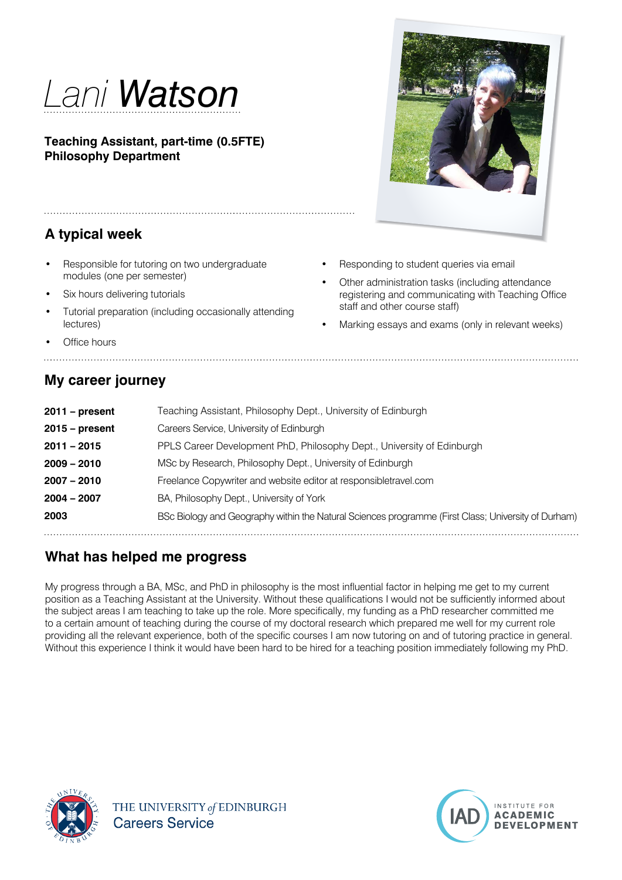# *Lani* **Watson**

**Teaching Assistant, part-time (0.5FTE)**
**Philosophy Department**

## A typical week

- Responsible for tutoring on two undergraduate modules (one per semester)
- Six hours delivering tutorials
- Tutorial preparation (including occasionally attending lectures)
- Office hours
- Responding to student queries via email
- Other administration tasks (including attendance registering and communicating with Teaching Office staff and other course staff)
- Marking essays and exams (only in relevant weeks)

## My career journey

| | |
|---|---|
| **2011 – present** | Teaching Assistant, Philosophy Dept., University of Edinburgh |
| **2015 – present** | Careers Service, University of Edinburgh |
| **2011 – 2015** | PPLS Career Development PhD, Philosophy Dept., University of Edinburgh |
| **2009 – 2010** | MSc by Research, Philosophy Dept., University of Edinburgh |
| **2007 – 2010** | Freelance Copywriter and website editor at responsibletravel.com |
| **2004 – 2007** | BA, Philosophy Dept., University of York |
| **2003** | BSc Biology and Geography within the Natural Sciences programme (First Class; University of Durham) |

## What has helped me progress

My progress through a BA, MSc, and PhD in philosophy is the most influential factor in helping me get to my current position as a Teaching Assistant at the University. Without these qualifications I would not be sufficiently informed about the subject areas I am teaching to take up the role. More specifically, my funding as a PhD researcher committed me to a certain amount of teaching during the course of my doctoral research which prepared me well for my current role providing all the relevant experience, both of the specific courses I am now tutoring on and of tutoring practice in general. Without this experience I think it would have been hard to be hired for a teaching position immediately following my PhD.

THE UNIVERSITY *of* EDINBURGH
Careers Service

IAD INSTITUTE FOR ACADEMIC DEVELOPMENT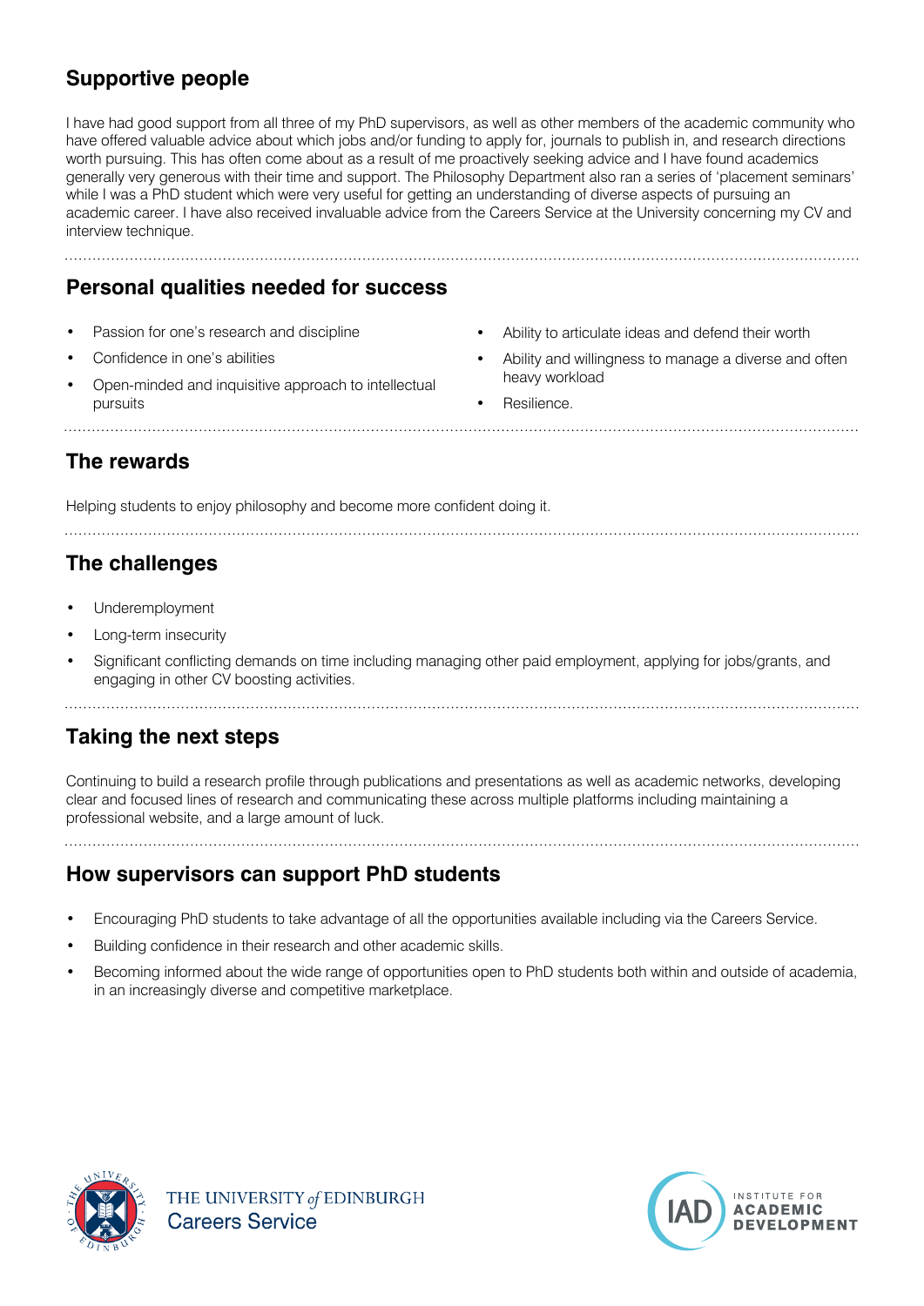## Supportive people

I have had good support from all three of my PhD supervisors, as well as other members of the academic community who have offered valuable advice about which jobs and/or funding to apply for, journals to publish in, and research directions worth pursuing. This has often come about as a result of me proactively seeking advice and I have found academics generally very generous with their time and support. The Philosophy Department also ran a series of 'placement seminars' while I was a PhD student which were very useful for getting an understanding of diverse aspects of pursuing an academic career. I have also received invaluable advice from the Careers Service at the University concerning my CV and interview technique.

## Personal qualities needed for success

- Passion for one's research and discipline
- Confidence in one's abilities
- Open-minded and inquisitive approach to intellectual pursuits
- Ability to articulate ideas and defend their worth
- Ability and willingness to manage a diverse and often heavy workload
- Resilience.

## The rewards

Helping students to enjoy philosophy and become more confident doing it.

## The challenges

- Underemployment
- Long-term insecurity
- Significant conflicting demands on time including managing other paid employment, applying for jobs/grants, and engaging in other CV boosting activities.

## Taking the next steps

Continuing to build a research profile through publications and presentations as well as academic networks, developing clear and focused lines of research and communicating these across multiple platforms including maintaining a professional website, and a large amount of luck.

## How supervisors can support PhD students

- Encouraging PhD students to take advantage of all the opportunities available including via the Careers Service.
- Building confidence in their research and other academic skills.
- Becoming informed about the wide range of opportunities open to PhD students both within and outside of academia, in an increasingly diverse and competitive marketplace.

THE UNIVERSITY of EDINBURGH
Careers Service

IAD INSTITUTE FOR ACADEMIC DEVELOPMENT